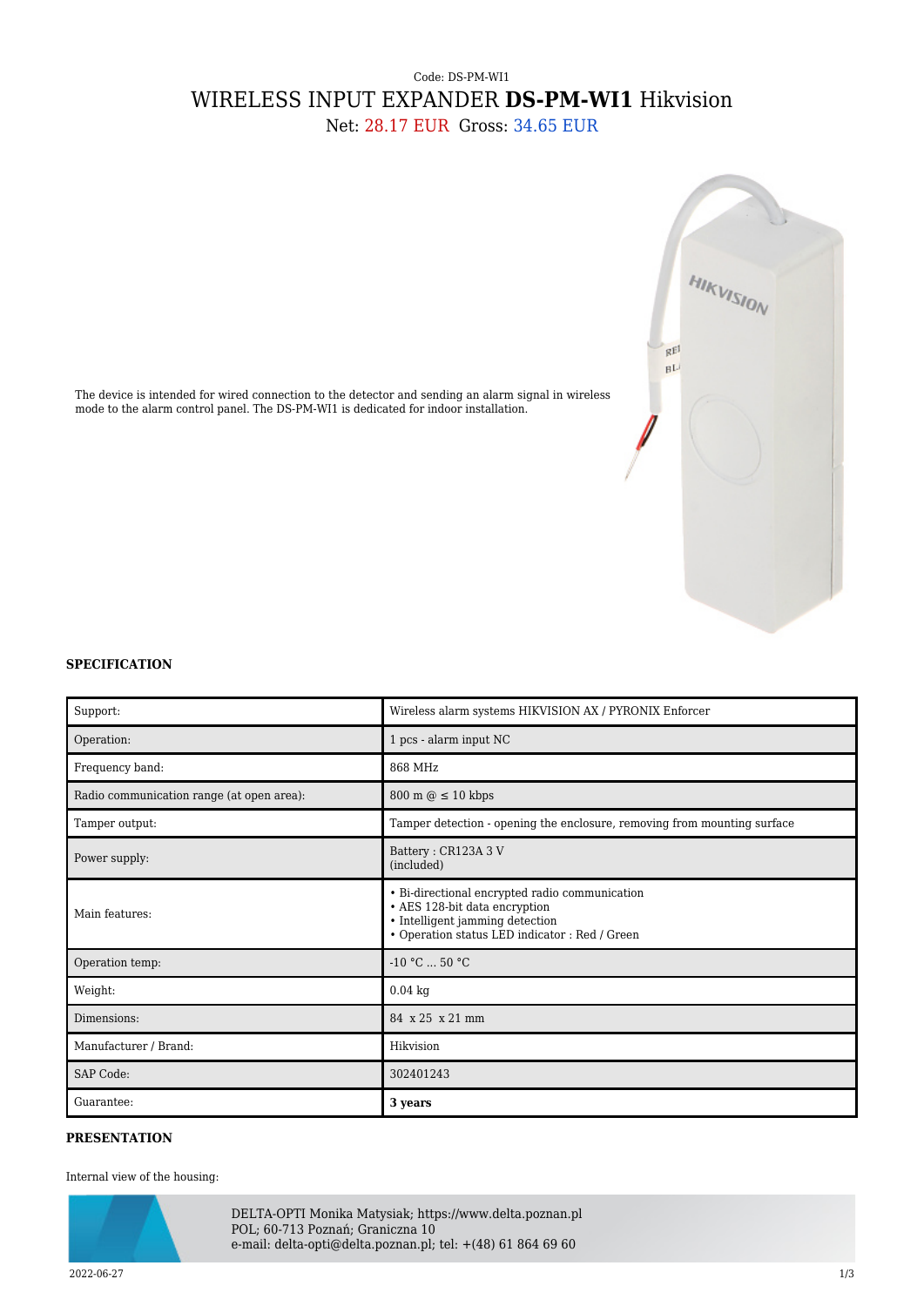Code: DS-PM-WI1

# WIRELESS INPUT EXPANDER **DS-PM-WI1** Hikvision

Net: 28.17 EUR Gross: 34.65 EUR

The device is intended for wired connection to the detector and sending an alarm signal in wireless mode to the alarm control panel. The DS-PM-WI1 is dedicated for indoor installation.

## SPECIFICATION

| | |
|---|---|
| Support: | Wireless alarm systems HIKVISION AX / PYRONIX Enforcer |
| Operation: | 1 pcs - alarm input NC |
| Frequency band: | 868 MHz |
| Radio communication range (at open area): | 800 m @ ≤ 10 kbps |
| Tamper output: | Tamper detection - opening the enclosure, removing from mounting surface |
| Power supply: | Battery : CR123A 3 V<br>(included) |
| Main features: | • Bi-directional encrypted radio communication<br>• AES 128-bit data encryption<br>• Intelligent jamming detection<br>• Operation status LED indicator : Red / Green |
| Operation temp: | -10 °C ... 50 °C |
| Weight: | 0.04 kg |
| Dimensions: | 84 x 25 x 21 mm |
| Manufacturer / Brand: | Hikvision |
| SAP Code: | 302401243 |
| Guarantee: | **3 years** |

## PRESENTATION

Internal view of the housing:

DELTA-OPTI Monika Matysiak; https://www.delta.poznan.pl
POL; 60-713 Poznań; Graniczna 10
e-mail: delta-opti@delta.poznan.pl; tel: +(48) 61 864 69 60

2022-06-27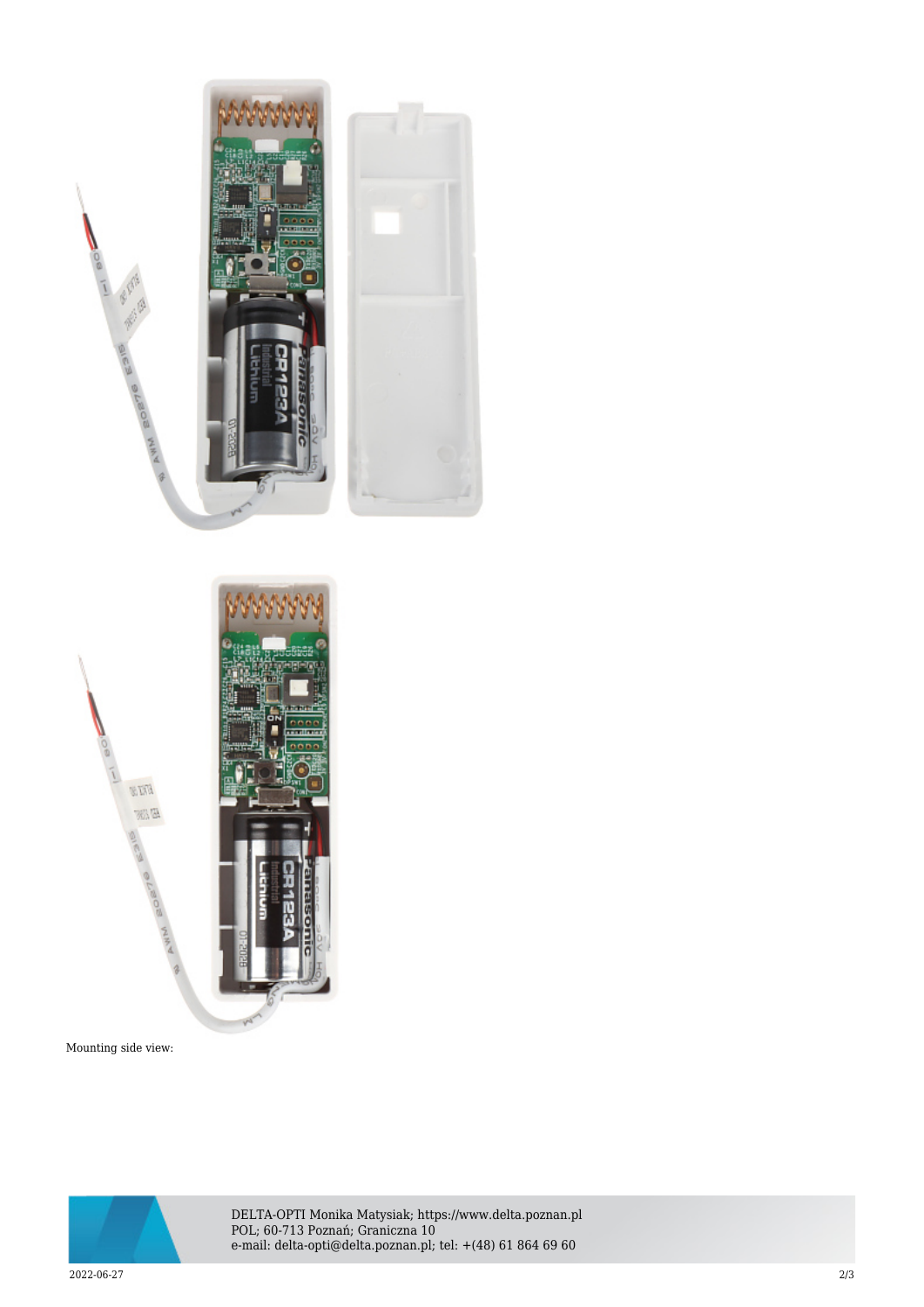Mounting side view: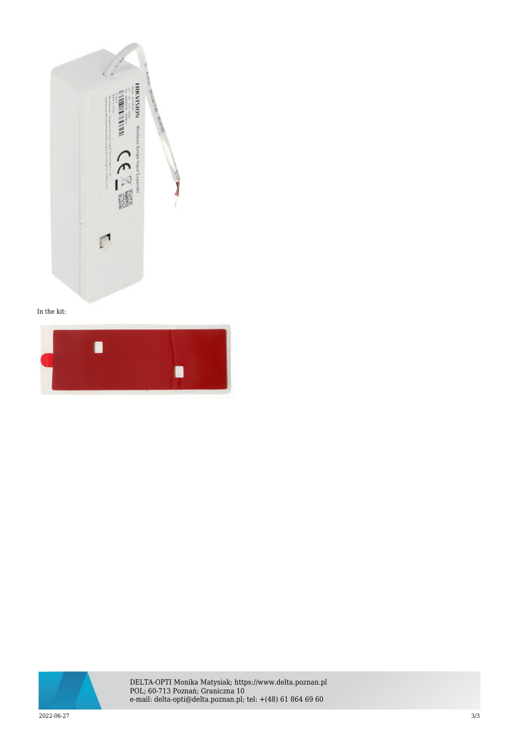In the kit: